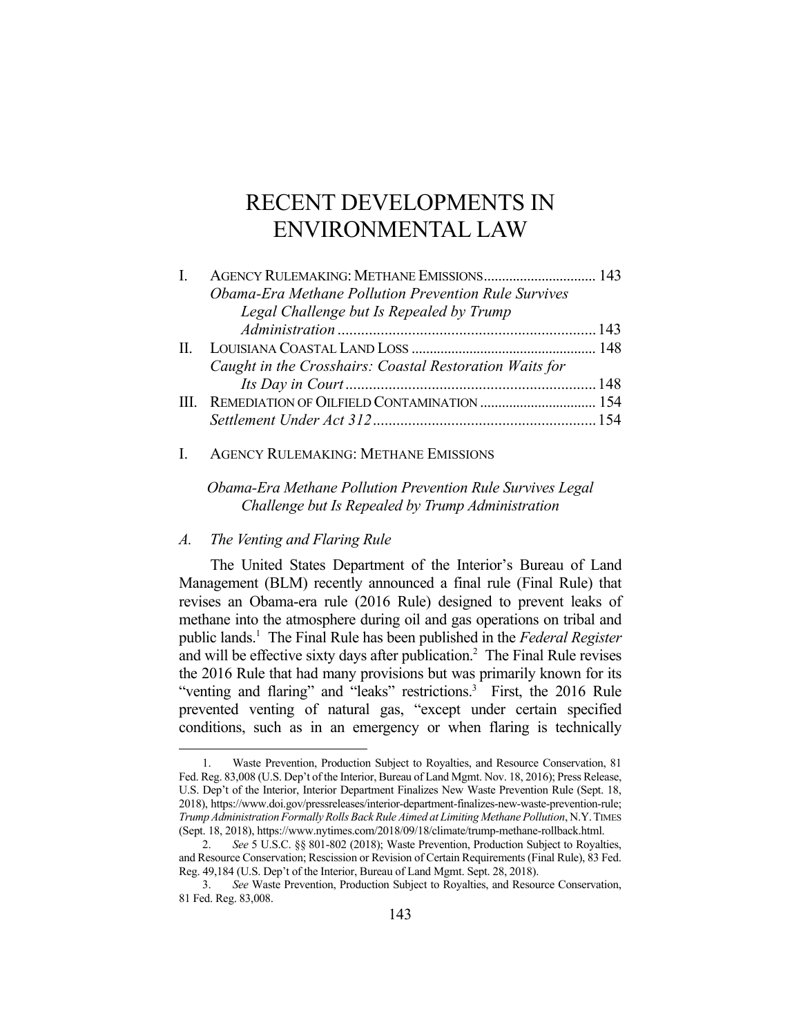# RECENT DEVELOPMENTS IN ENVIRONMENTAL LAW

| | | |
|---|---|---|
| I. | AGENCY RULEMAKING: METHANE EMISSIONS | 143 |
| | *Obama-Era Methane Pollution Prevention Rule Survives Legal Challenge but Is Repealed by Trump Administration* | 143 |
| II. | LOUISIANA COASTAL LAND LOSS | 148 |
| | *Caught in the Crosshairs: Coastal Restoration Waits for Its Day in Court* | 148 |
| III. | REMEDIATION OF OILFIELD CONTAMINATION | 154 |
| | *Settlement Under Act 312* | 154 |

## I. AGENCY RULEMAKING: METHANE EMISSIONS

### *Obama-Era Methane Pollution Prevention Rule Survives Legal Challenge but Is Repealed by Trump Administration*

### *A. The Venting and Flaring Rule*

The United States Department of the Interior's Bureau of Land Management (BLM) recently announced a final rule (Final Rule) that revises an Obama-era rule (2016 Rule) designed to prevent leaks of methane into the atmosphere during oil and gas operations on tribal and public lands.[1] The Final Rule has been published in the *Federal Register* and will be effective sixty days after publication.[2] The Final Rule revises the 2016 Rule that had many provisions but was primarily known for its "venting and flaring" and "leaks" restrictions.[3] First, the 2016 Rule prevented venting of natural gas, "except under certain specified conditions, such as in an emergency or when flaring is technically

---

1. Waste Prevention, Production Subject to Royalties, and Resource Conservation, 81 Fed. Reg. 83,008 (U.S. Dep't of the Interior, Bureau of Land Mgmt. Nov. 18, 2016); Press Release, U.S. Dep't of the Interior, Interior Department Finalizes New Waste Prevention Rule (Sept. 18, 2018), https://www.doi.gov/pressreleases/interior-department-finalizes-new-waste-prevention-rule; *Trump Administration Formally Rolls Back Rule Aimed at Limiting Methane Pollution*, N.Y. TIMES (Sept. 18, 2018), https://www.nytimes.com/2018/09/18/climate/trump-methane-rollback.html.

2. *See* 5 U.S.C. §§ 801-802 (2018); Waste Prevention, Production Subject to Royalties, and Resource Conservation; Rescission or Revision of Certain Requirements (Final Rule), 83 Fed. Reg. 49,184 (U.S. Dep't of the Interior, Bureau of Land Mgmt. Sept. 28, 2018).

3. *See* Waste Prevention, Production Subject to Royalties, and Resource Conservation, 81 Fed. Reg. 83,008.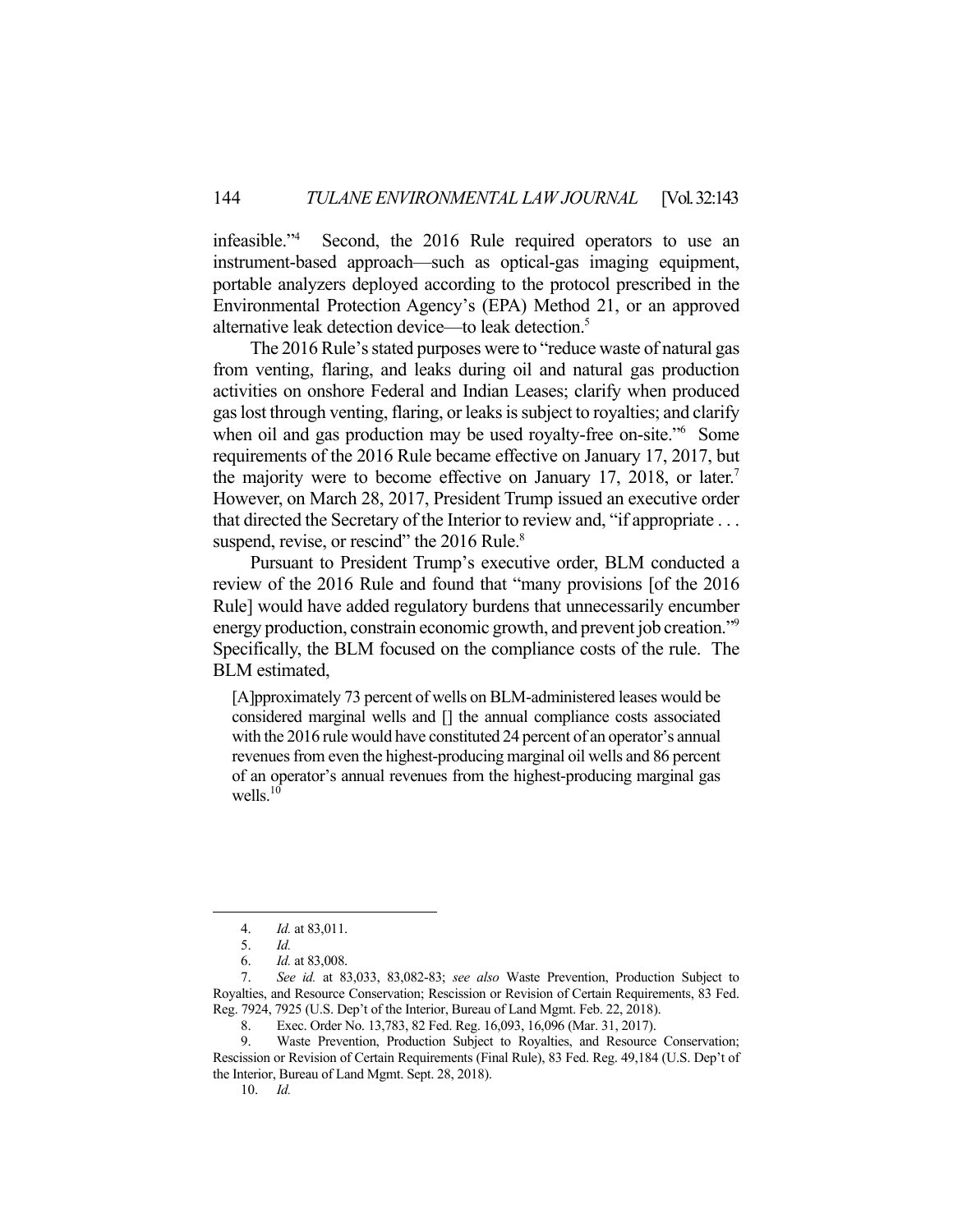infeasible."[4] Second, the 2016 Rule required operators to use an instrument-based approach—such as optical-gas imaging equipment, portable analyzers deployed according to the protocol prescribed in the Environmental Protection Agency's (EPA) Method 21, or an approved alternative leak detection device—to leak detection.[5]

The 2016 Rule's stated purposes were to "reduce waste of natural gas from venting, flaring, and leaks during oil and natural gas production activities on onshore Federal and Indian Leases; clarify when produced gas lost through venting, flaring, or leaks is subject to royalties; and clarify when oil and gas production may be used royalty-free on-site."[6] Some requirements of the 2016 Rule became effective on January 17, 2017, but the majority were to become effective on January 17, 2018, or later.[7] However, on March 28, 2017, President Trump issued an executive order that directed the Secretary of the Interior to review and, "if appropriate . . . suspend, revise, or rescind" the 2016 Rule.[8]

Pursuant to President Trump's executive order, BLM conducted a review of the 2016 Rule and found that "many provisions [of the 2016 Rule] would have added regulatory burdens that unnecessarily encumber energy production, constrain economic growth, and prevent job creation."[9] Specifically, the BLM focused on the compliance costs of the rule. The BLM estimated,

> [A]pproximately 73 percent of wells on BLM-administered leases would be considered marginal wells and [] the annual compliance costs associated with the 2016 rule would have constituted 24 percent of an operator's annual revenues from even the highest-producing marginal oil wells and 86 percent of an operator's annual revenues from the highest-producing marginal gas wells.[10]

---

4. *Id.* at 83,011.
5. *Id.*
6. *Id.* at 83,008.
7. *See id.* at 83,033, 83,082-83; *see also* Waste Prevention, Production Subject to Royalties, and Resource Conservation; Rescission or Revision of Certain Requirements, 83 Fed. Reg. 7924, 7925 (U.S. Dep't of the Interior, Bureau of Land Mgmt. Feb. 22, 2018).
8. Exec. Order No. 13,783, 82 Fed. Reg. 16,093, 16,096 (Mar. 31, 2017).
9. Waste Prevention, Production Subject to Royalties, and Resource Conservation; Rescission or Revision of Certain Requirements (Final Rule), 83 Fed. Reg. 49,184 (U.S. Dep't of the Interior, Bureau of Land Mgmt. Sept. 28, 2018).
10. *Id.*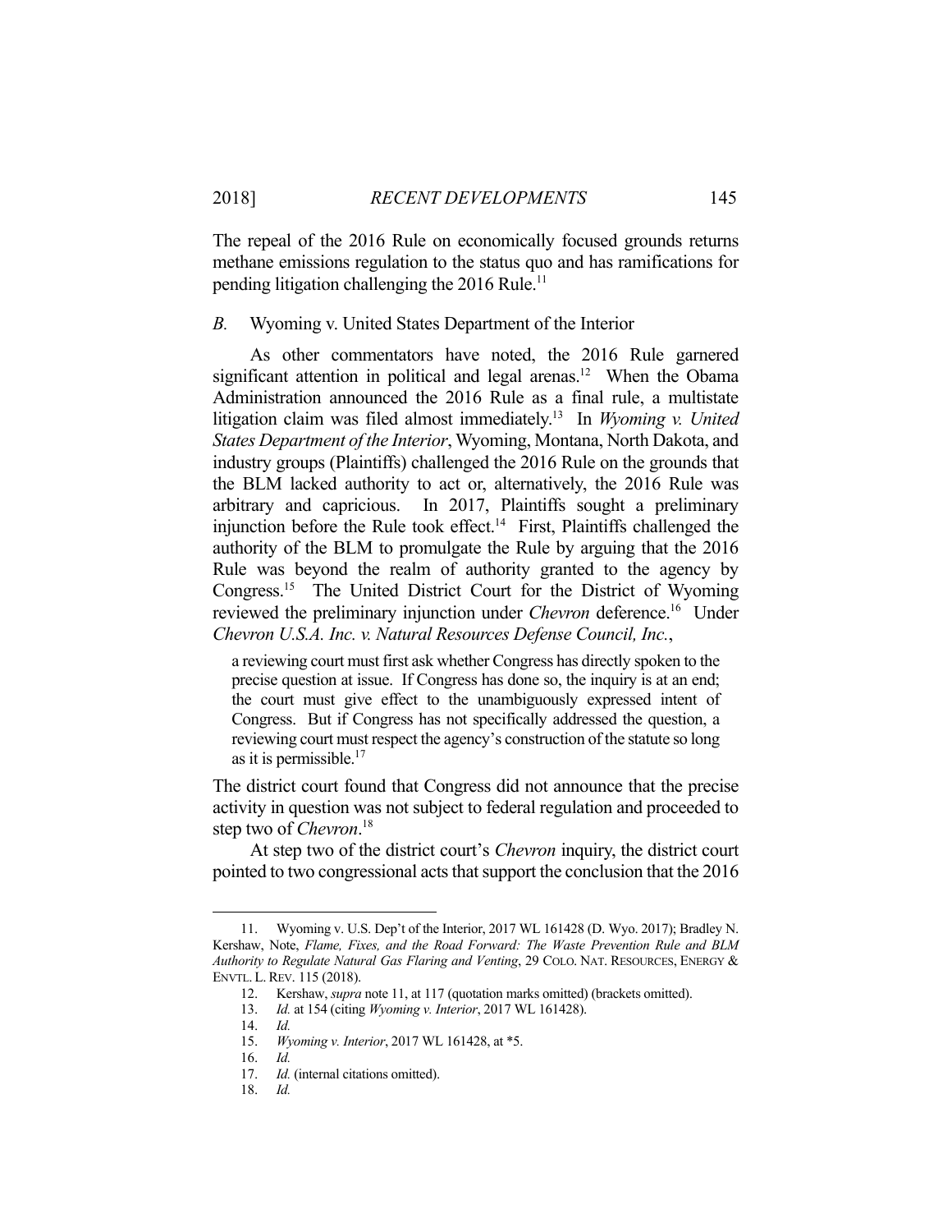The repeal of the 2016 Rule on economically focused grounds returns methane emissions regulation to the status quo and has ramifications for pending litigation challenging the 2016 Rule.[11]

## *B.* Wyoming v. United States Department of the Interior

As other commentators have noted, the 2016 Rule garnered significant attention in political and legal arenas.[12] When the Obama Administration announced the 2016 Rule as a final rule, a multistate litigation claim was filed almost immediately.[13] In *Wyoming v. United States Department of the Interior*, Wyoming, Montana, North Dakota, and industry groups (Plaintiffs) challenged the 2016 Rule on the grounds that the BLM lacked authority to act or, alternatively, the 2016 Rule was arbitrary and capricious. In 2017, Plaintiffs sought a preliminary injunction before the Rule took effect.[14] First, Plaintiffs challenged the authority of the BLM to promulgate the Rule by arguing that the 2016 Rule was beyond the realm of authority granted to the agency by Congress.[15] The United District Court for the District of Wyoming reviewed the preliminary injunction under *Chevron* deference.[16] Under *Chevron U.S.A. Inc. v. Natural Resources Defense Council, Inc.*,

> a reviewing court must first ask whether Congress has directly spoken to the precise question at issue. If Congress has done so, the inquiry is at an end; the court must give effect to the unambiguously expressed intent of Congress. But if Congress has not specifically addressed the question, a reviewing court must respect the agency's construction of the statute so long as it is permissible.[17]

The district court found that Congress did not announce that the precise activity in question was not subject to federal regulation and proceeded to step two of *Chevron*.[18]

At step two of the district court's *Chevron* inquiry, the district court pointed to two congressional acts that support the conclusion that the 2016

---

11. Wyoming v. U.S. Dep't of the Interior, 2017 WL 161428 (D. Wyo. 2017); Bradley N. Kershaw, Note, *Flame, Fixes, and the Road Forward: The Waste Prevention Rule and BLM Authority to Regulate Natural Gas Flaring and Venting*, 29 COLO. NAT. RESOURCES, ENERGY & ENVTL. L. REV. 115 (2018).

12. Kershaw, *supra* note 11, at 117 (quotation marks omitted) (brackets omitted).

13. *Id.* at 154 (citing *Wyoming v. Interior*, 2017 WL 161428).

14. *Id.*

15. *Wyoming v. Interior*, 2017 WL 161428, at *5.

16. *Id.*

17. *Id.* (internal citations omitted).

18. *Id.*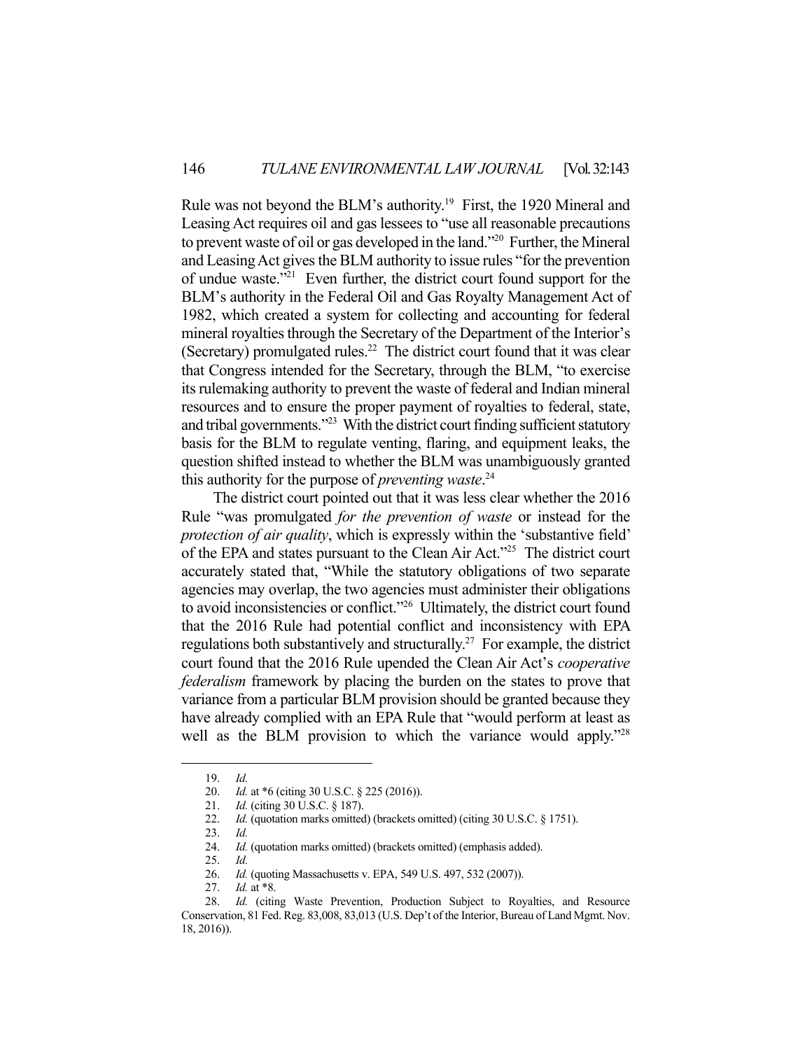Rule was not beyond the BLM's authority.[19] First, the 1920 Mineral and Leasing Act requires oil and gas lessees to "use all reasonable precautions to prevent waste of oil or gas developed in the land."[20] Further, the Mineral and Leasing Act gives the BLM authority to issue rules "for the prevention of undue waste."[21] Even further, the district court found support for the BLM's authority in the Federal Oil and Gas Royalty Management Act of 1982, which created a system for collecting and accounting for federal mineral royalties through the Secretary of the Department of the Interior's (Secretary) promulgated rules.[22] The district court found that it was clear that Congress intended for the Secretary, through the BLM, "to exercise its rulemaking authority to prevent the waste of federal and Indian mineral resources and to ensure the proper payment of royalties to federal, state, and tribal governments."[23] With the district court finding sufficient statutory basis for the BLM to regulate venting, flaring, and equipment leaks, the question shifted instead to whether the BLM was unambiguously granted this authority for the purpose of *preventing waste*.[24]

The district court pointed out that it was less clear whether the 2016 Rule "was promulgated *for the prevention of waste* or instead for the *protection of air quality*, which is expressly within the 'substantive field' of the EPA and states pursuant to the Clean Air Act."[25] The district court accurately stated that, "While the statutory obligations of two separate agencies may overlap, the two agencies must administer their obligations to avoid inconsistencies or conflict."[26] Ultimately, the district court found that the 2016 Rule had potential conflict and inconsistency with EPA regulations both substantively and structurally.[27] For example, the district court found that the 2016 Rule upended the Clean Air Act's *cooperative federalism* framework by placing the burden on the states to prove that variance from a particular BLM provision should be granted because they have already complied with an EPA Rule that "would perform at least as well as the BLM provision to which the variance would apply."[28]

---

19. *Id.*
20. *Id.* at *6 (citing 30 U.S.C. § 225 (2016)).
21. *Id.* (citing 30 U.S.C. § 187).
22. *Id.* (quotation marks omitted) (brackets omitted) (citing 30 U.S.C. § 1751).
23. *Id.*
24. *Id.* (quotation marks omitted) (brackets omitted) (emphasis added).
25. *Id.*
26. *Id.* (quoting Massachusetts v. EPA, 549 U.S. 497, 532 (2007)).
27. *Id.* at *8.
28. *Id.* (citing Waste Prevention, Production Subject to Royalties, and Resource Conservation, 81 Fed. Reg. 83,008, 83,013 (U.S. Dep't of the Interior, Bureau of Land Mgmt. Nov. 18, 2016)).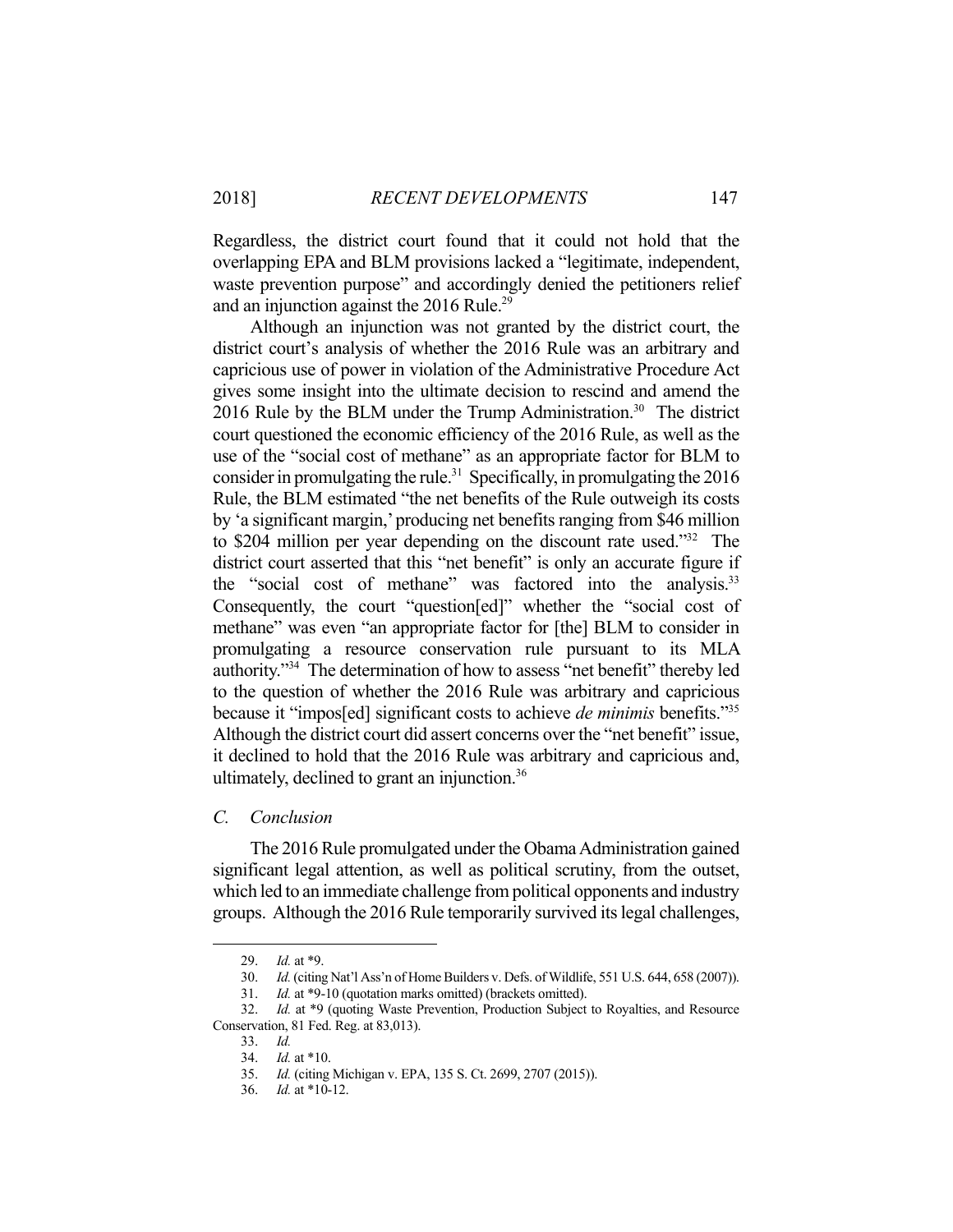Regardless, the district court found that it could not hold that the overlapping EPA and BLM provisions lacked a "legitimate, independent, waste prevention purpose" and accordingly denied the petitioners relief and an injunction against the 2016 Rule.[29]

Although an injunction was not granted by the district court, the district court's analysis of whether the 2016 Rule was an arbitrary and capricious use of power in violation of the Administrative Procedure Act gives some insight into the ultimate decision to rescind and amend the 2016 Rule by the BLM under the Trump Administration.[30] The district court questioned the economic efficiency of the 2016 Rule, as well as the use of the "social cost of methane" as an appropriate factor for BLM to consider in promulgating the rule.[31] Specifically, in promulgating the 2016 Rule, the BLM estimated "the net benefits of the Rule outweigh its costs by 'a significant margin,' producing net benefits ranging from \$46 million to \$204 million per year depending on the discount rate used."[32] The district court asserted that this "net benefit" is only an accurate figure if the "social cost of methane" was factored into the analysis.[33] Consequently, the court "question[ed]" whether the "social cost of methane" was even "an appropriate factor for [the] BLM to consider in promulgating a resource conservation rule pursuant to its MLA authority."[34] The determination of how to assess "net benefit" thereby led to the question of whether the 2016 Rule was arbitrary and capricious because it "impos[ed] significant costs to achieve *de minimis* benefits."[35] Although the district court did assert concerns over the "net benefit" issue, it declined to hold that the 2016 Rule was arbitrary and capricious and, ultimately, declined to grant an injunction.[36]

### *C. Conclusion*

The 2016 Rule promulgated under the Obama Administration gained significant legal attention, as well as political scrutiny, from the outset, which led to an immediate challenge from political opponents and industry groups. Although the 2016 Rule temporarily survived its legal challenges,

---

29. *Id.* at *9.
30. *Id.* (citing Nat'l Ass'n of Home Builders v. Defs. of Wildlife, 551 U.S. 644, 658 (2007)).
31. *Id.* at *9-10 (quotation marks omitted) (brackets omitted).
32. *Id.* at *9 (quoting Waste Prevention, Production Subject to Royalties, and Resource Conservation, 81 Fed. Reg. at 83,013).
33. *Id.*
34. *Id.* at *10.
35. *Id.* (citing Michigan v. EPA, 135 S. Ct. 2699, 2707 (2015)).
36. *Id.* at *10-12.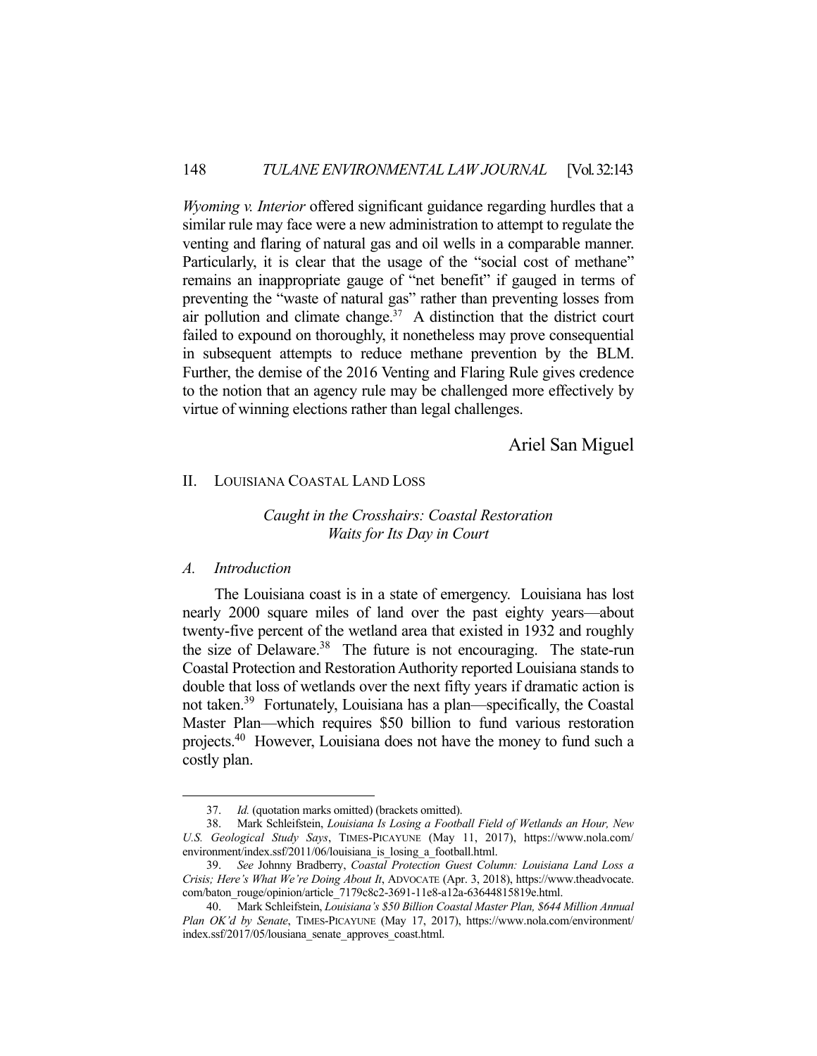*Wyoming v. Interior* offered significant guidance regarding hurdles that a similar rule may face were a new administration to attempt to regulate the venting and flaring of natural gas and oil wells in a comparable manner. Particularly, it is clear that the usage of the "social cost of methane" remains an inappropriate gauge of "net benefit" if gauged in terms of preventing the "waste of natural gas" rather than preventing losses from air pollution and climate change.[37] A distinction that the district court failed to expound on thoroughly, it nonetheless may prove consequential in subsequent attempts to reduce methane prevention by the BLM. Further, the demise of the 2016 Venting and Flaring Rule gives credence to the notion that an agency rule may be challenged more effectively by virtue of winning elections rather than legal challenges.

Ariel San Miguel

## II. Louisiana Coastal Land Loss

### *Caught in the Crosshairs: Coastal Restoration Waits for Its Day in Court*

### A. *Introduction*

The Louisiana coast is in a state of emergency. Louisiana has lost nearly 2000 square miles of land over the past eighty years—about twenty-five percent of the wetland area that existed in 1932 and roughly the size of Delaware.[38] The future is not encouraging. The state-run Coastal Protection and Restoration Authority reported Louisiana stands to double that loss of wetlands over the next fifty years if dramatic action is not taken.[39] Fortunately, Louisiana has a plan—specifically, the Coastal Master Plan—which requires \$50 billion to fund various restoration projects.[40] However, Louisiana does not have the money to fund such a costly plan.

---

37. *Id.* (quotation marks omitted) (brackets omitted).

38. Mark Schleifstein, *Louisiana Is Losing a Football Field of Wetlands an Hour, New U.S. Geological Study Says*, TIMES-PICAYUNE (May 11, 2017), https://www.nola.com/environment/index.ssf/2011/06/louisiana_is_losing_a_football.html.

39. *See* Johnny Bradberry, *Coastal Protection Guest Column: Louisiana Land Loss a Crisis; Here's What We're Doing About It*, ADVOCATE (Apr. 3, 2018), https://www.theadvocate.com/baton_rouge/opinion/article_7179c8c2-3691-11e8-a12a-63644815819e.html.

40. Mark Schleifstein, *Louisiana's \$50 Billion Coastal Master Plan, \$644 Million Annual Plan OK'd by Senate*, TIMES-PICAYUNE (May 17, 2017), https://www.nola.com/environment/index.ssf/2017/05/lousiana_senate_approves_coast.html.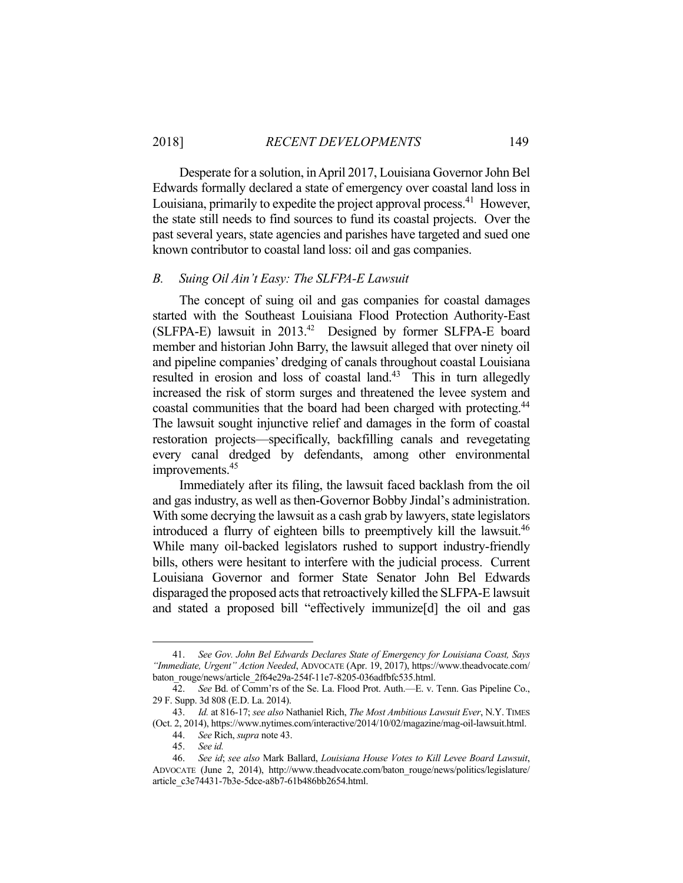Desperate for a solution, in April 2017, Louisiana Governor John Bel Edwards formally declared a state of emergency over coastal land loss in Louisiana, primarily to expedite the project approval process.[41] However, the state still needs to find sources to fund its coastal projects. Over the past several years, state agencies and parishes have targeted and sued one known contributor to coastal land loss: oil and gas companies.

### *B. Suing Oil Ain't Easy: The SLFPA-E Lawsuit*

The concept of suing oil and gas companies for coastal damages started with the Southeast Louisiana Flood Protection Authority-East (SLFPA-E) lawsuit in 2013.[42] Designed by former SLFPA-E board member and historian John Barry, the lawsuit alleged that over ninety oil and pipeline companies' dredging of canals throughout coastal Louisiana resulted in erosion and loss of coastal land.[43] This in turn allegedly increased the risk of storm surges and threatened the levee system and coastal communities that the board had been charged with protecting.[44] The lawsuit sought injunctive relief and damages in the form of coastal restoration projects—specifically, backfilling canals and revegetating every canal dredged by defendants, among other environmental improvements.[45]

Immediately after its filing, the lawsuit faced backlash from the oil and gas industry, as well as then-Governor Bobby Jindal's administration. With some decrying the lawsuit as a cash grab by lawyers, state legislators introduced a flurry of eighteen bills to preemptively kill the lawsuit.[46] While many oil-backed legislators rushed to support industry-friendly bills, others were hesitant to interfere with the judicial process. Current Louisiana Governor and former State Senator John Bel Edwards disparaged the proposed acts that retroactively killed the SLFPA-E lawsuit and stated a proposed bill "effectively immunize[d] the oil and gas

---

41. *See Gov. John Bel Edwards Declares State of Emergency for Louisiana Coast, Says "Immediate, Urgent" Action Needed*, ADVOCATE (Apr. 19, 2017), https://www.theadvocate.com/baton_rouge/news/article_2f64e29a-254f-11e7-8205-036adfbfc535.html.

42. *See* Bd. of Comm'rs of the Se. La. Flood Prot. Auth.—E. v. Tenn. Gas Pipeline Co., 29 F. Supp. 3d 808 (E.D. La. 2014).

43. *Id.* at 816-17; *see also* Nathaniel Rich, *The Most Ambitious Lawsuit Ever*, N.Y. TIMES (Oct. 2, 2014), https://www.nytimes.com/interactive/2014/10/02/magazine/mag-oil-lawsuit.html.

44. *See* Rich, *supra* note 43.

45. *See id.*

46. *See id*; *see also* Mark Ballard, *Louisiana House Votes to Kill Levee Board Lawsuit*, ADVOCATE (June 2, 2014), http://www.theadvocate.com/baton_rouge/news/politics/legislature/article_c3e74431-7b3e-5dce-a8b7-61b486bb2654.html.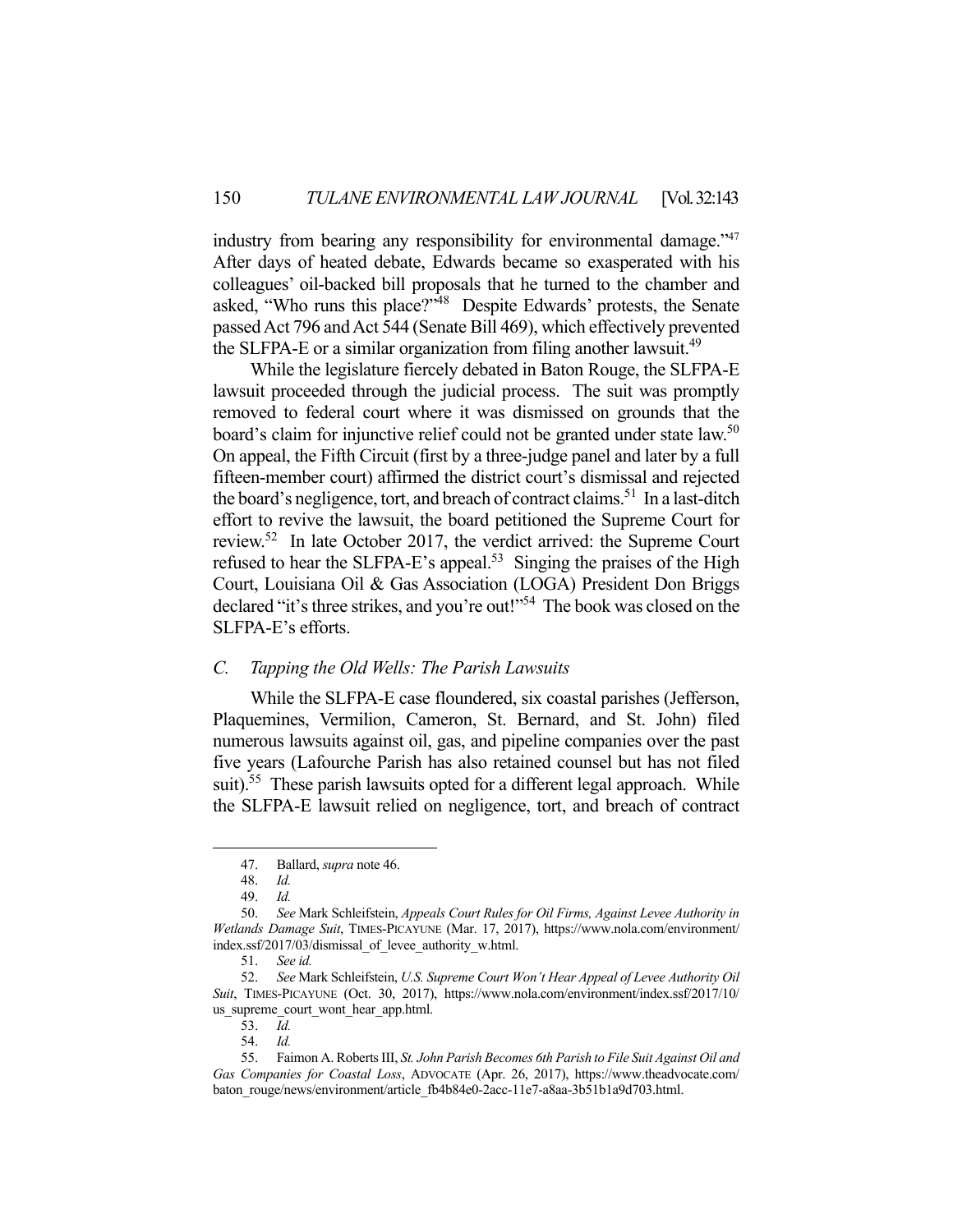industry from bearing any responsibility for environmental damage."[47] After days of heated debate, Edwards became so exasperated with his colleagues' oil-backed bill proposals that he turned to the chamber and asked, "Who runs this place?"[48] Despite Edwards' protests, the Senate passed Act 796 and Act 544 (Senate Bill 469), which effectively prevented the SLFPA-E or a similar organization from filing another lawsuit.[49]

While the legislature fiercely debated in Baton Rouge, the SLFPA-E lawsuit proceeded through the judicial process. The suit was promptly removed to federal court where it was dismissed on grounds that the board's claim for injunctive relief could not be granted under state law.[50] On appeal, the Fifth Circuit (first by a three-judge panel and later by a full fifteen-member court) affirmed the district court's dismissal and rejected the board's negligence, tort, and breach of contract claims.[51] In a last-ditch effort to revive the lawsuit, the board petitioned the Supreme Court for review.[52] In late October 2017, the verdict arrived: the Supreme Court refused to hear the SLFPA-E's appeal.[53] Singing the praises of the High Court, Louisiana Oil & Gas Association (LOGA) President Don Briggs declared "it's three strikes, and you're out!"[54] The book was closed on the SLFPA-E's efforts.

### C. *Tapping the Old Wells: The Parish Lawsuits*

While the SLFPA-E case floundered, six coastal parishes (Jefferson, Plaquemines, Vermilion, Cameron, St. Bernard, and St. John) filed numerous lawsuits against oil, gas, and pipeline companies over the past five years (Lafourche Parish has also retained counsel but has not filed suit).[55] These parish lawsuits opted for a different legal approach. While the SLFPA-E lawsuit relied on negligence, tort, and breach of contract

---

47. Ballard, *supra* note 46.

48. *Id.*

49. *Id.*

50. *See* Mark Schleifstein, *Appeals Court Rules for Oil Firms, Against Levee Authority in Wetlands Damage Suit*, TIMES-PICAYUNE (Mar. 17, 2017), https://www.nola.com/environment/index.ssf/2017/03/dismissal_of_levee_authority_w.html.

51. *See id.*

52. *See* Mark Schleifstein, *U.S. Supreme Court Won't Hear Appeal of Levee Authority Oil Suit*, TIMES-PICAYUNE (Oct. 30, 2017), https://www.nola.com/environment/index.ssf/2017/10/us_supreme_court_wont_hear_app.html.

53. *Id.*

54. *Id.*

55. Faimon A. Roberts III, *St. John Parish Becomes 6th Parish to File Suit Against Oil and Gas Companies for Coastal Loss*, ADVOCATE (Apr. 26, 2017), https://www.theadvocate.com/baton_rouge/news/environment/article_fb4b84e0-2acc-11e7-a8aa-3b51b1a9d703.html.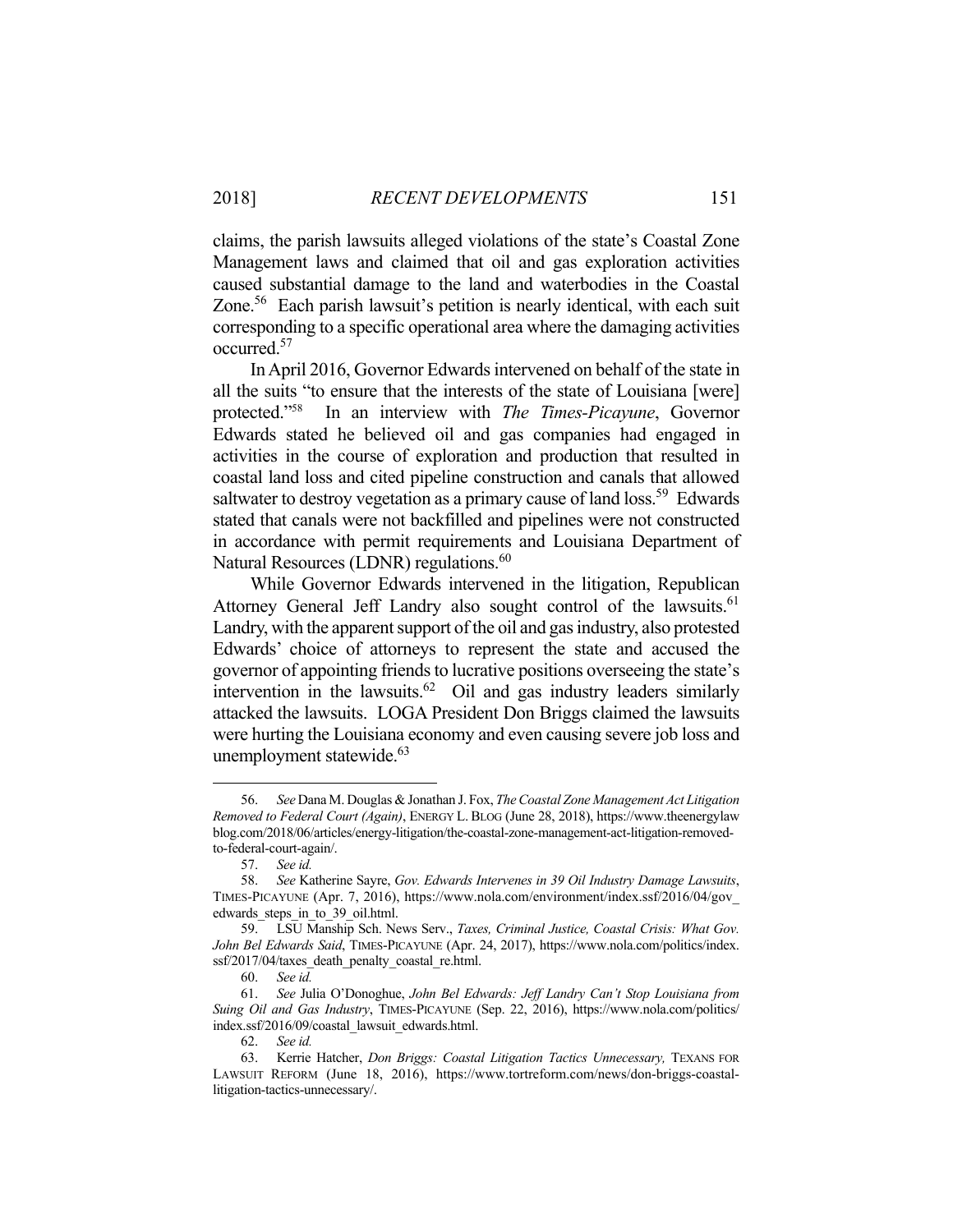claims, the parish lawsuits alleged violations of the state's Coastal Zone Management laws and claimed that oil and gas exploration activities caused substantial damage to the land and waterbodies in the Coastal Zone.[56] Each parish lawsuit's petition is nearly identical, with each suit corresponding to a specific operational area where the damaging activities occurred.[57]

In April 2016, Governor Edwards intervened on behalf of the state in all the suits "to ensure that the interests of the state of Louisiana [were] protected."[58] In an interview with *The Times-Picayune*, Governor Edwards stated he believed oil and gas companies had engaged in activities in the course of exploration and production that resulted in coastal land loss and cited pipeline construction and canals that allowed saltwater to destroy vegetation as a primary cause of land loss.[59] Edwards stated that canals were not backfilled and pipelines were not constructed in accordance with permit requirements and Louisiana Department of Natural Resources (LDNR) regulations.[60]

While Governor Edwards intervened in the litigation, Republican Attorney General Jeff Landry also sought control of the lawsuits.[61] Landry, with the apparent support of the oil and gas industry, also protested Edwards' choice of attorneys to represent the state and accused the governor of appointing friends to lucrative positions overseeing the state's intervention in the lawsuits.[62] Oil and gas industry leaders similarly attacked the lawsuits. LOGA President Don Briggs claimed the lawsuits were hurting the Louisiana economy and even causing severe job loss and unemployment statewide.[63]

---

56. *See* Dana M. Douglas & Jonathan J. Fox, *The Coastal Zone Management Act Litigation Removed to Federal Court (Again)*, ENERGY L. BLOG (June 28, 2018), https://www.theenergylawblog.com/2018/06/articles/energy-litigation/the-coastal-zone-management-act-litigation-removed-to-federal-court-again/.

57. *See id.*

58. *See* Katherine Sayre, *Gov. Edwards Intervenes in 39 Oil Industry Damage Lawsuits*, TIMES-PICAYUNE (Apr. 7, 2016), https://www.nola.com/environment/index.ssf/2016/04/gov_edwards_steps_in_to_39_oil.html.

59. LSU Manship Sch. News Serv., *Taxes, Criminal Justice, Coastal Crisis: What Gov. John Bel Edwards Said*, TIMES-PICAYUNE (Apr. 24, 2017), https://www.nola.com/politics/index.ssf/2017/04/taxes_death_penalty_coastal_re.html.

60. *See id.*

61. *See* Julia O'Donoghue, *John Bel Edwards: Jeff Landry Can't Stop Louisiana from Suing Oil and Gas Industry*, TIMES-PICAYUNE (Sep. 22, 2016), https://www.nola.com/politics/index.ssf/2016/09/coastal_lawsuit_edwards.html.

62. *See id.*

63. Kerrie Hatcher, *Don Briggs: Coastal Litigation Tactics Unnecessary,* TEXANS FOR LAWSUIT REFORM (June 18, 2016), https://www.tortreform.com/news/don-briggs-coastal-litigation-tactics-unnecessary/.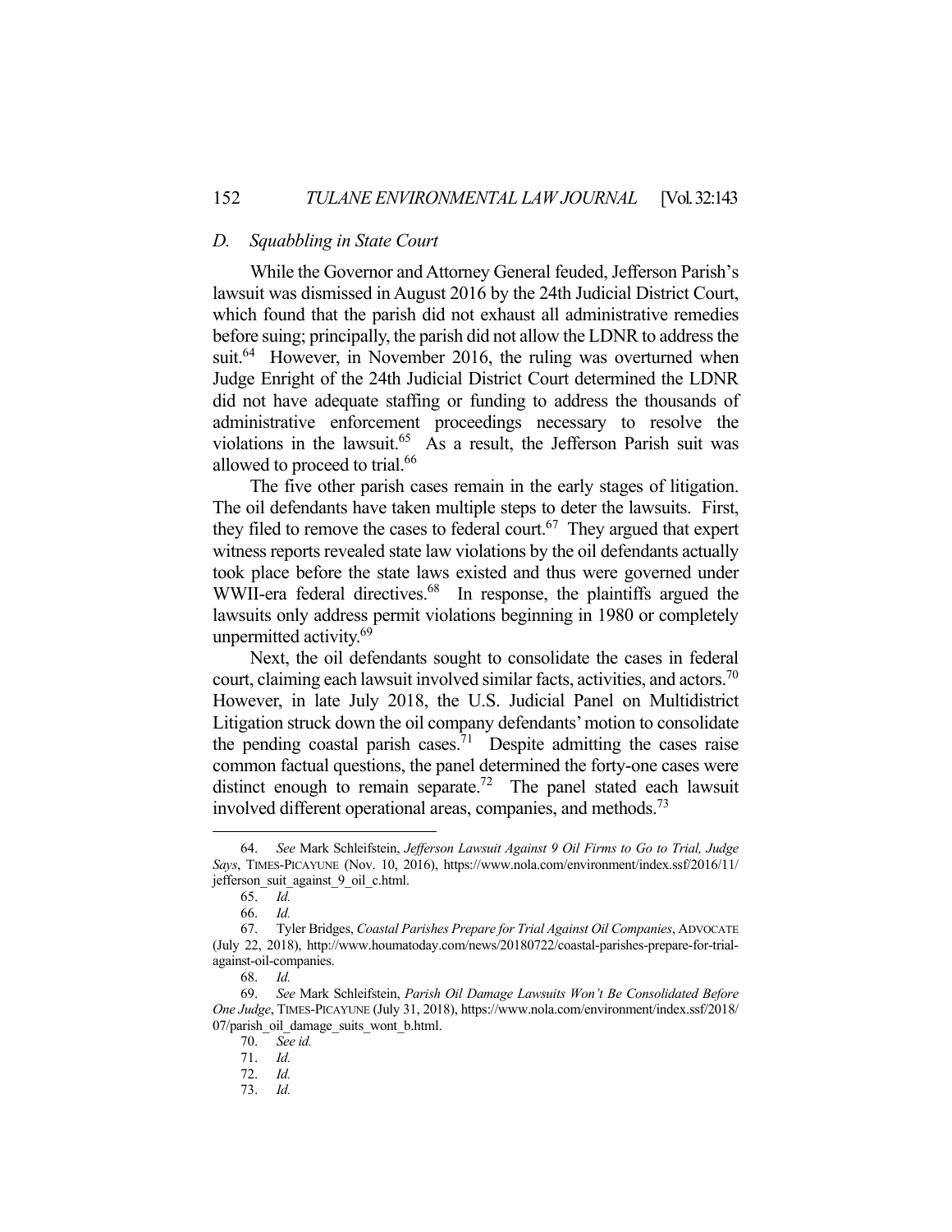### *D. Squabbling in State Court*

While the Governor and Attorney General feuded, Jefferson Parish's lawsuit was dismissed in August 2016 by the 24th Judicial District Court, which found that the parish did not exhaust all administrative remedies before suing; principally, the parish did not allow the LDNR to address the suit.[64] However, in November 2016, the ruling was overturned when Judge Enright of the 24th Judicial District Court determined the LDNR did not have adequate staffing or funding to address the thousands of administrative enforcement proceedings necessary to resolve the violations in the lawsuit.[65] As a result, the Jefferson Parish suit was allowed to proceed to trial.[66]

The five other parish cases remain in the early stages of litigation. The oil defendants have taken multiple steps to deter the lawsuits. First, they filed to remove the cases to federal court.[67] They argued that expert witness reports revealed state law violations by the oil defendants actually took place before the state laws existed and thus were governed under WWII-era federal directives.[68] In response, the plaintiffs argued the lawsuits only address permit violations beginning in 1980 or completely unpermitted activity.[69]

Next, the oil defendants sought to consolidate the cases in federal court, claiming each lawsuit involved similar facts, activities, and actors.[70] However, in late July 2018, the U.S. Judicial Panel on Multidistrict Litigation struck down the oil company defendants' motion to consolidate the pending coastal parish cases.[71] Despite admitting the cases raise common factual questions, the panel determined the forty-one cases were distinct enough to remain separate.[72] The panel stated each lawsuit involved different operational areas, companies, and methods.[73]

---

64. *See* Mark Schleifstein, *Jefferson Lawsuit Against 9 Oil Firms to Go to Trial, Judge Says*, TIMES-PICAYUNE (Nov. 10, 2016), https://www.nola.com/environment/index.ssf/2016/11/jefferson_suit_against_9_oil_c.html.

65. *Id.*

66. *Id.*

67. Tyler Bridges, *Coastal Parishes Prepare for Trial Against Oil Companies*, ADVOCATE (July 22, 2018), http://www.houmatoday.com/news/20180722/coastal-parishes-prepare-for-trial-against-oil-companies.

68. *Id.*

69. *See* Mark Schleifstein, *Parish Oil Damage Lawsuits Won't Be Consolidated Before One Judge*, TIMES-PICAYUNE (July 31, 2018), https://www.nola.com/environment/index.ssf/2018/07/parish_oil_damage_suits_wont_b.html.

70. *See id.*

71. *Id.*

72. *Id.*

73. *Id.*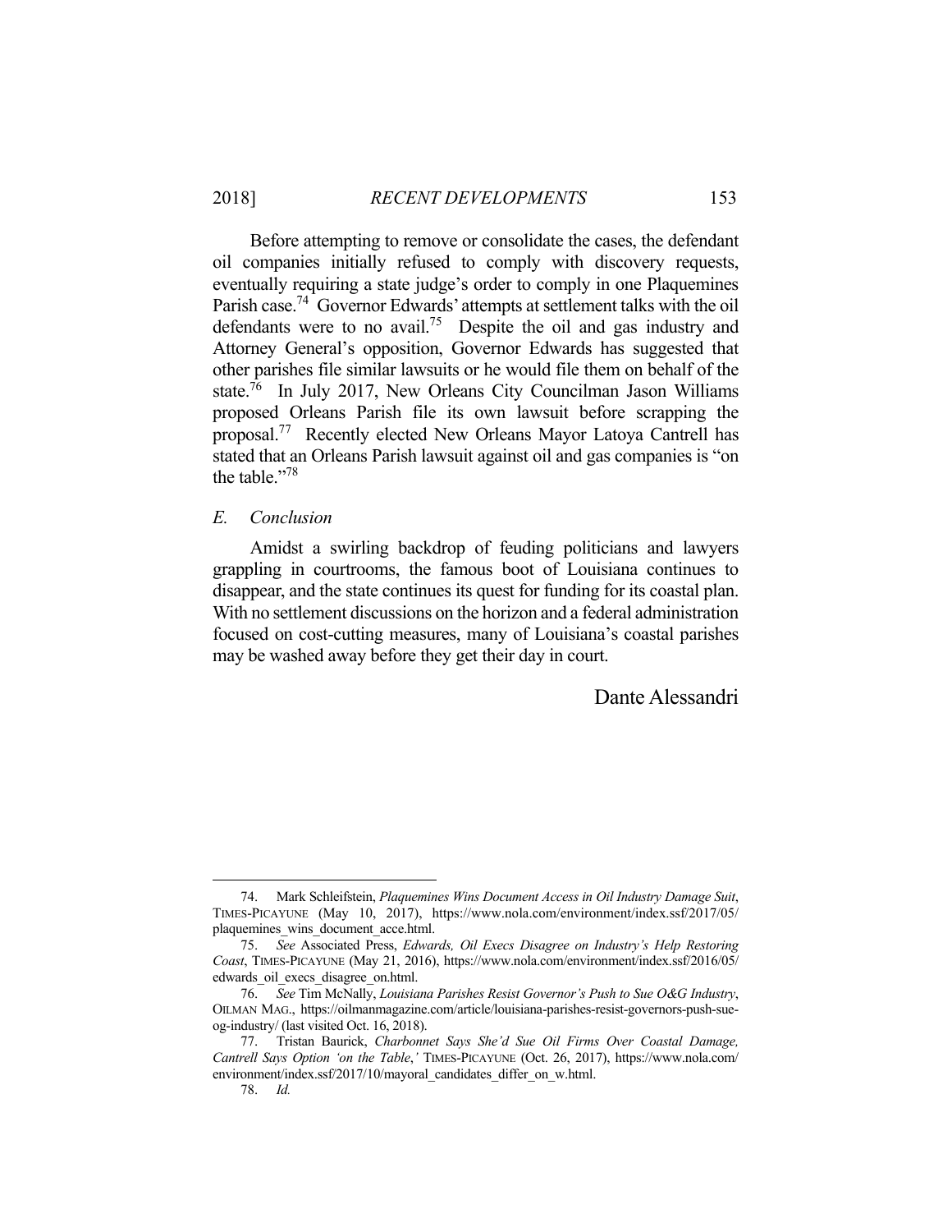Before attempting to remove or consolidate the cases, the defendant oil companies initially refused to comply with discovery requests, eventually requiring a state judge's order to comply in one Plaquemines Parish case.[74] Governor Edwards' attempts at settlement talks with the oil defendants were to no avail.[75] Despite the oil and gas industry and Attorney General's opposition, Governor Edwards has suggested that other parishes file similar lawsuits or he would file them on behalf of the state.[76] In July 2017, New Orleans City Councilman Jason Williams proposed Orleans Parish file its own lawsuit before scrapping the proposal.[77] Recently elected New Orleans Mayor Latoya Cantrell has stated that an Orleans Parish lawsuit against oil and gas companies is "on the table."[78]

### *E. Conclusion*

Amidst a swirling backdrop of feuding politicians and lawyers grappling in courtrooms, the famous boot of Louisiana continues to disappear, and the state continues its quest for funding for its coastal plan. With no settlement discussions on the horizon and a federal administration focused on cost-cutting measures, many of Louisiana's coastal parishes may be washed away before they get their day in court.

Dante Alessandri

---

74. Mark Schleifstein, *Plaquemines Wins Document Access in Oil Industry Damage Suit*, TIMES-PICAYUNE (May 10, 2017), https://www.nola.com/environment/index.ssf/2017/05/plaquemines_wins_document_acce.html.

75. *See* Associated Press, *Edwards, Oil Execs Disagree on Industry's Help Restoring Coast*, TIMES-PICAYUNE (May 21, 2016), https://www.nola.com/environment/index.ssf/2016/05/edwards_oil_execs_disagree_on.html.

76. *See* Tim McNally, *Louisiana Parishes Resist Governor's Push to Sue O&G Industry*, OILMAN MAG., https://oilmanmagazine.com/article/louisiana-parishes-resist-governors-push-sue-og-industry/ (last visited Oct. 16, 2018).

77. Tristan Baurick, *Charbonnet Says She'd Sue Oil Firms Over Coastal Damage, Cantrell Says Option 'on the Table*,*'* TIMES-PICAYUNE (Oct. 26, 2017), https://www.nola.com/environment/index.ssf/2017/10/mayoral_candidates_differ_on_w.html.

78. *Id.*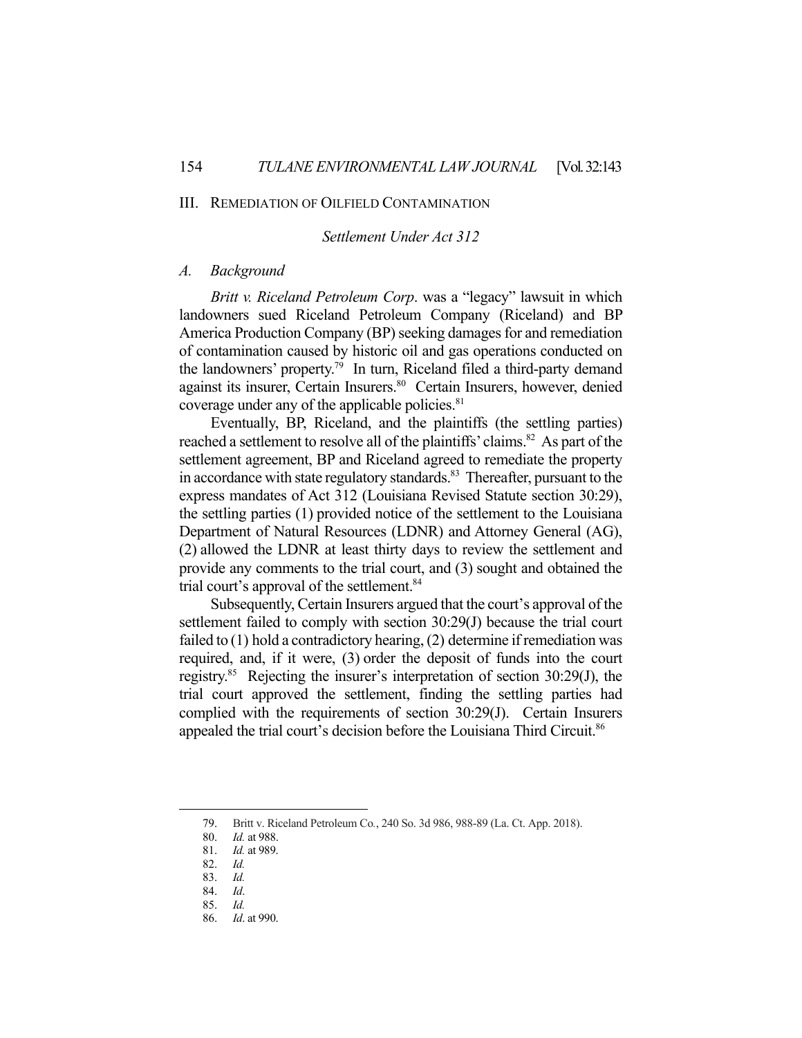## III. Remediation of Oilfield Contamination

### *Settlement Under Act 312*

### *A. Background*

*Britt v. Riceland Petroleum Corp*. was a "legacy" lawsuit in which landowners sued Riceland Petroleum Company (Riceland) and BP America Production Company (BP) seeking damages for and remediation of contamination caused by historic oil and gas operations conducted on the landowners' property.[79] In turn, Riceland filed a third-party demand against its insurer, Certain Insurers.[80] Certain Insurers, however, denied coverage under any of the applicable policies.[81]

Eventually, BP, Riceland, and the plaintiffs (the settling parties) reached a settlement to resolve all of the plaintiffs' claims.[82] As part of the settlement agreement, BP and Riceland agreed to remediate the property in accordance with state regulatory standards.[83] Thereafter, pursuant to the express mandates of Act 312 (Louisiana Revised Statute section 30:29), the settling parties (1) provided notice of the settlement to the Louisiana Department of Natural Resources (LDNR) and Attorney General (AG), (2) allowed the LDNR at least thirty days to review the settlement and provide any comments to the trial court, and (3) sought and obtained the trial court's approval of the settlement.[84]

Subsequently, Certain Insurers argued that the court's approval of the settlement failed to comply with section 30:29(J) because the trial court failed to (1) hold a contradictory hearing, (2) determine if remediation was required, and, if it were, (3) order the deposit of funds into the court registry.[85] Rejecting the insurer's interpretation of section 30:29(J), the trial court approved the settlement, finding the settling parties had complied with the requirements of section 30:29(J). Certain Insurers appealed the trial court's decision before the Louisiana Third Circuit.[86]

---

79. Britt v. Riceland Petroleum Co., 240 So. 3d 986, 988-89 (La. Ct. App. 2018).
80. *Id.* at 988.
81. *Id.* at 989.
82. *Id.*
83. *Id.*
84. *Id*.
85. *Id.*
86. *Id*. at 990.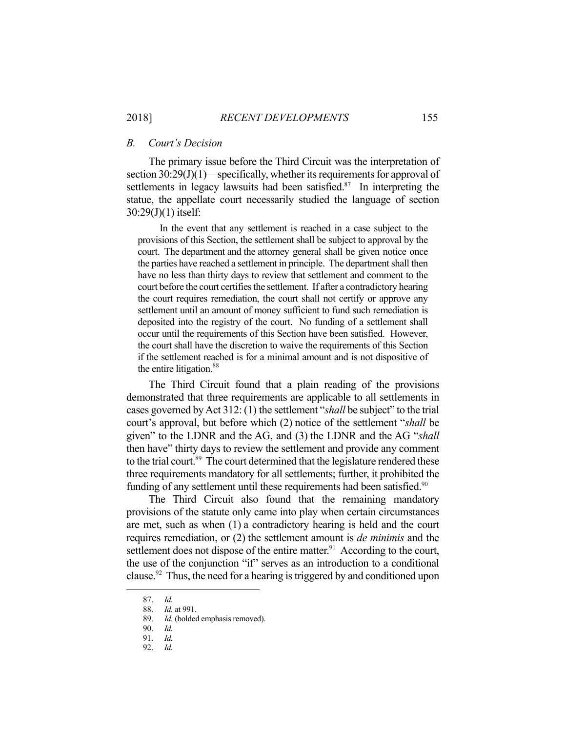### *B. Court's Decision*

The primary issue before the Third Circuit was the interpretation of section 30:29(J)(1)—specifically, whether its requirements for approval of settlements in legacy lawsuits had been satisfied.[87] In interpreting the statue, the appellate court necessarily studied the language of section 30:29(J)(1) itself:

> In the event that any settlement is reached in a case subject to the provisions of this Section, the settlement shall be subject to approval by the court. The department and the attorney general shall be given notice once the parties have reached a settlement in principle. The department shall then have no less than thirty days to review that settlement and comment to the court before the court certifies the settlement. If after a contradictory hearing the court requires remediation, the court shall not certify or approve any settlement until an amount of money sufficient to fund such remediation is deposited into the registry of the court. No funding of a settlement shall occur until the requirements of this Section have been satisfied. However, the court shall have the discretion to waive the requirements of this Section if the settlement reached is for a minimal amount and is not dispositive of the entire litigation.[88]

The Third Circuit found that a plain reading of the provisions demonstrated that three requirements are applicable to all settlements in cases governed by Act 312: (1) the settlement "*shall* be subject" to the trial court's approval, but before which (2) notice of the settlement "*shall* be given" to the LDNR and the AG, and (3) the LDNR and the AG "*shall* then have" thirty days to review the settlement and provide any comment to the trial court.[89] The court determined that the legislature rendered these three requirements mandatory for all settlements; further, it prohibited the funding of any settlement until these requirements had been satisfied.[90]

The Third Circuit also found that the remaining mandatory provisions of the statute only came into play when certain circumstances are met, such as when (1) a contradictory hearing is held and the court requires remediation, or (2) the settlement amount is *de minimis* and the settlement does not dispose of the entire matter.[91] According to the court, the use of the conjunction "if" serves as an introduction to a conditional clause.[92] Thus, the need for a hearing is triggered by and conditioned upon

---

87. *Id.*
88. *Id.* at 991.
89. *Id.* (bolded emphasis removed).
90. *Id.*
91. *Id.*
92. *Id.*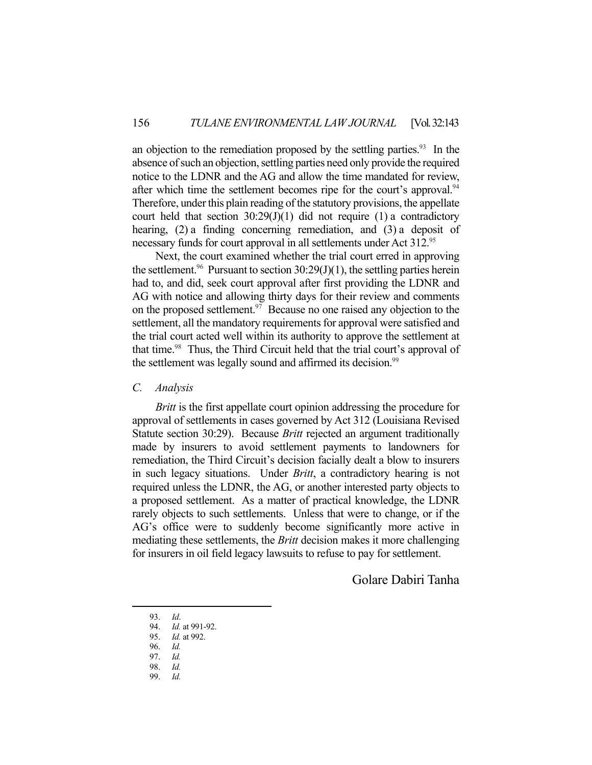an objection to the remediation proposed by the settling parties.[93] In the absence of such an objection, settling parties need only provide the required notice to the LDNR and the AG and allow the time mandated for review, after which time the settlement becomes ripe for the court's approval.[94] Therefore, under this plain reading of the statutory provisions, the appellate court held that section 30:29(J)(1) did not require (1) a contradictory hearing, (2) a finding concerning remediation, and (3) a deposit of necessary funds for court approval in all settlements under Act 312.[95]

Next, the court examined whether the trial court erred in approving the settlement.[96] Pursuant to section 30:29(J)(1), the settling parties herein had to, and did, seek court approval after first providing the LDNR and AG with notice and allowing thirty days for their review and comments on the proposed settlement.[97] Because no one raised any objection to the settlement, all the mandatory requirements for approval were satisfied and the trial court acted well within its authority to approve the settlement at that time.[98] Thus, the Third Circuit held that the trial court's approval of the settlement was legally sound and affirmed its decision.[99]

### *C. Analysis*

*Britt* is the first appellate court opinion addressing the procedure for approval of settlements in cases governed by Act 312 (Louisiana Revised Statute section 30:29). Because *Britt* rejected an argument traditionally made by insurers to avoid settlement payments to landowners for remediation, the Third Circuit's decision facially dealt a blow to insurers in such legacy situations. Under *Britt*, a contradictory hearing is not required unless the LDNR, the AG, or another interested party objects to a proposed settlement. As a matter of practical knowledge, the LDNR rarely objects to such settlements. Unless that were to change, or if the AG's office were to suddenly become significantly more active in mediating these settlements, the *Britt* decision makes it more challenging for insurers in oil field legacy lawsuits to refuse to pay for settlement.

Golare Dabiri Tanha

---

93. *Id*.
94. *Id.* at 991-92.
95. *Id.* at 992.
96. *Id.*
97. *Id.*
98. *Id.*
99. *Id.*